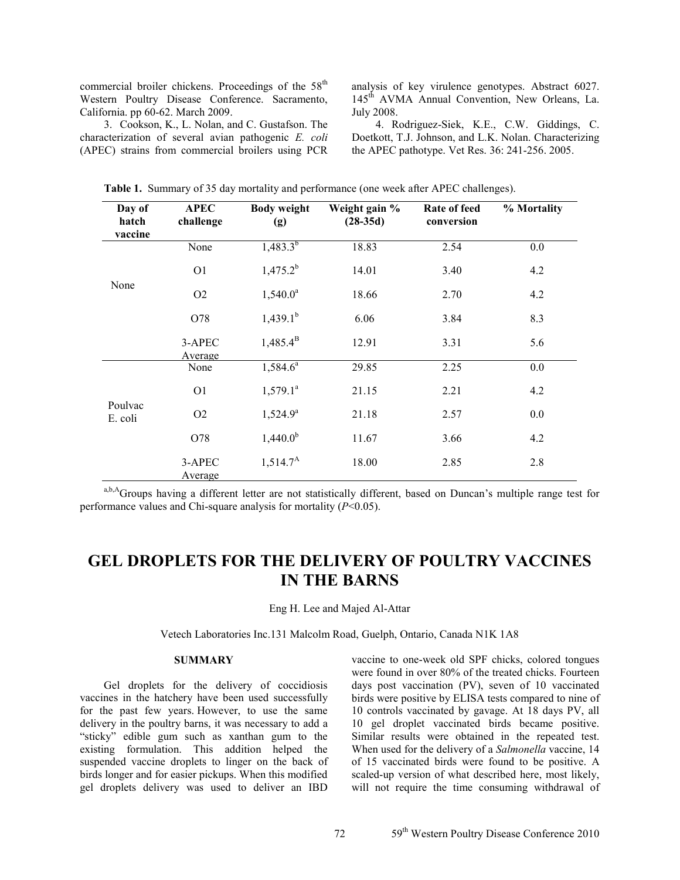commercial broiler chickens. Proceedings of the 58th Western Poultry Disease Conference. Sacramento, California. pp 60-62. March 2009.

3. Cookson, K., L. Nolan, and C. Gustafson. The characterization of several avian pathogenic *E. coli* (APEC) strains from commercial broilers using PCR analysis of key virulence genotypes. Abstract 6027. 145th AVMA Annual Convention, New Orleans, La. July 2008.

4. Rodriguez-Siek, K.E., C.W. Giddings, C. Doetkott, T.J. Johnson, and L.K. Nolan. Characterizing the APEC pathotype. Vet Res. 36: 241-256. 2005.

**Table 1.** Summary of 35 day mortality and performance (one week after APEC challenges).

| Day of hatch vaccine | APEC challenge | Body weight (g) | Weight gain % (28-35d) | Rate of feed conversion | % Mortality |
|---|---|---|---|---|---|
| None | None | 1,483.3[b] | 18.83 | 2.54 | 0.0 |
| | O1 | 1,475.2[b] | 14.01 | 3.40 | 4.2 |
| | O2 | 1,540.0[a] | 18.66 | 2.70 | 4.2 |
| | O78 | 1,439.1[b] | 6.06 | 3.84 | 8.3 |
| | 3-APEC Average | 1,485.4[B] | 12.91 | 3.31 | 5.6 |
| Poulvac E. coli | None | 1,584.6[a] | 29.85 | 2.25 | 0.0 |
| | O1 | 1,579.1[a] | 21.15 | 2.21 | 4.2 |
| | O2 | 1,524.9[a] | 21.18 | 2.57 | 0.0 |
| | O78 | 1,440.0[b] | 11.67 | 3.66 | 4.2 |
| | 3-APEC Average | 1,514.7[A] | 18.00 | 2.85 | 2.8 |

[a,b,A]Groups having a different letter are not statistically different, based on Duncan's multiple range test for performance values and Chi-square analysis for mortality ($P<0.05$).

# GEL DROPLETS FOR THE DELIVERY OF POULTRY VACCINES IN THE BARNS

Eng H. Lee and Majed Al-Attar

Vetech Laboratories Inc.131 Malcolm Road, Guelph, Ontario, Canada N1K 1A8

## SUMMARY

Gel droplets for the delivery of coccidiosis vaccines in the hatchery have been used successfully for the past few years. However, to use the same delivery in the poultry barns, it was necessary to add a "sticky" edible gum such as xanthan gum to the existing formulation. This addition helped the suspended vaccine droplets to linger on the back of birds longer and for easier pickups. When this modified gel droplets delivery was used to deliver an IBD vaccine to one-week old SPF chicks, colored tongues were found in over 80% of the treated chicks. Fourteen days post vaccination (PV), seven of 10 vaccinated birds were positive by ELISA tests compared to nine of 10 controls vaccinated by gavage. At 18 days PV, all 10 gel droplet vaccinated birds became positive. Similar results were obtained in the repeated test. When used for the delivery of a *Salmonella* vaccine, 14 of 15 vaccinated birds were found to be positive. A scaled-up version of what described here, most likely, will not require the time consuming withdrawal of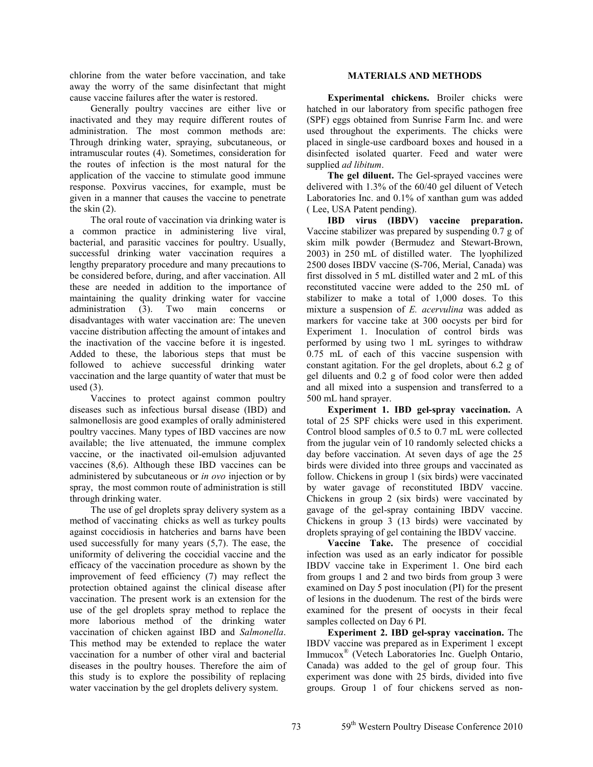chlorine from the water before vaccination, and take away the worry of the same disinfectant that might cause vaccine failures after the water is restored.

Generally poultry vaccines are either live or inactivated and they may require different routes of administration. The most common methods are: Through drinking water, spraying, subcutaneous, or intramuscular routes (4). Sometimes, consideration for the routes of infection is the most natural for the application of the vaccine to stimulate good immune response. Poxvirus vaccines, for example, must be given in a manner that causes the vaccine to penetrate the skin (2).

The oral route of vaccination via drinking water is a common practice in administering live viral, bacterial, and parasitic vaccines for poultry. Usually, successful drinking water vaccination requires a lengthy preparatory procedure and many precautions to be considered before, during, and after vaccination. All these are needed in addition to the importance of maintaining the quality drinking water for vaccine administration (3). Two main concerns or disadvantages with water vaccination are: The uneven vaccine distribution affecting the amount of intakes and the inactivation of the vaccine before it is ingested. Added to these, the laborious steps that must be followed to achieve successful drinking water vaccination and the large quantity of water that must be used (3).

Vaccines to protect against common poultry diseases such as infectious bursal disease (IBD) and salmonellosis are good examples of orally administered poultry vaccines. Many types of IBD vaccines are now available; the live attenuated, the immune complex vaccine, or the inactivated oil-emulsion adjuvanted vaccines (8,6). Although these IBD vaccines can be administered by subcutaneous or *in ovo* injection or by spray, the most common route of administration is still through drinking water.

The use of gel droplets spray delivery system as a method of vaccinating chicks as well as turkey poults against coccidiosis in hatcheries and barns have been used successfully for many years (5,7). The ease, the uniformity of delivering the coccidial vaccine and the efficacy of the vaccination procedure as shown by the improvement of feed efficiency (7) may reflect the protection obtained against the clinical disease after vaccination. The present work is an extension for the use of the gel droplets spray method to replace the more laborious method of the drinking water vaccination of chicken against IBD and *Salmonella*. This method may be extended to replace the water vaccination for a number of other viral and bacterial diseases in the poultry houses. Therefore the aim of this study is to explore the possibility of replacing water vaccination by the gel droplets delivery system.

## MATERIALS AND METHODS

**Experimental chickens.** Broiler chicks were hatched in our laboratory from specific pathogen free (SPF) eggs obtained from Sunrise Farm Inc. and were used throughout the experiments. The chicks were placed in single-use cardboard boxes and housed in a disinfected isolated quarter. Feed and water were supplied *ad libitum*.

**The gel diluent.** The Gel-sprayed vaccines were delivered with 1.3% of the 60/40 gel diluent of Vetech Laboratories Inc. and 0.1% of xanthan gum was added ( Lee, USA Patent pending).

**IBD virus (IBDV) vaccine preparation.** Vaccine stabilizer was prepared by suspending 0.7 g of skim milk powder (Bermudez and Stewart-Brown, 2003) in 250 mL of distilled water. The lyophilized 2500 doses IBDV vaccine (S-706, Merial, Canada) was first dissolved in 5 mL distilled water and 2 mL of this reconstituted vaccine were added to the 250 mL of stabilizer to make a total of 1,000 doses. To this mixture a suspension of *E. acervulina* was added as markers for vaccine take at 300 oocysts per bird for Experiment 1. Inoculation of control birds was performed by using two 1 mL syringes to withdraw 0.75 mL of each of this vaccine suspension with constant agitation. For the gel droplets, about 6.2 g of gel diluents and 0.2 g of food color were then added and all mixed into a suspension and transferred to a 500 mL hand sprayer.

**Experiment 1. IBD gel-spray vaccination.** A total of 25 SPF chicks were used in this experiment. Control blood samples of 0.5 to 0.7 mL were collected from the jugular vein of 10 randomly selected chicks a day before vaccination. At seven days of age the 25 birds were divided into three groups and vaccinated as follow. Chickens in group 1 (six birds) were vaccinated by water gavage of reconstituted IBDV vaccine. Chickens in group 2 (six birds) were vaccinated by gavage of the gel-spray containing IBDV vaccine. Chickens in group 3 (13 birds) were vaccinated by droplets spraying of gel containing the IBDV vaccine.

**Vaccine Take.** The presence of coccidial infection was used as an early indicator for possible IBDV vaccine take in Experiment 1. One bird each from groups 1 and 2 and two birds from group 3 were examined on Day 5 post inoculation (PI) for the present of lesions in the duodenum. The rest of the birds were examined for the present of oocysts in their fecal samples collected on Day 6 PI.

**Experiment 2. IBD gel-spray vaccination.** The IBDV vaccine was prepared as in Experiment 1 except Immucox® (Vetech Laboratories Inc. Guelph Ontario, Canada) was added to the gel of group four. This experiment was done with 25 birds, divided into five groups. Group 1 of four chickens served as non-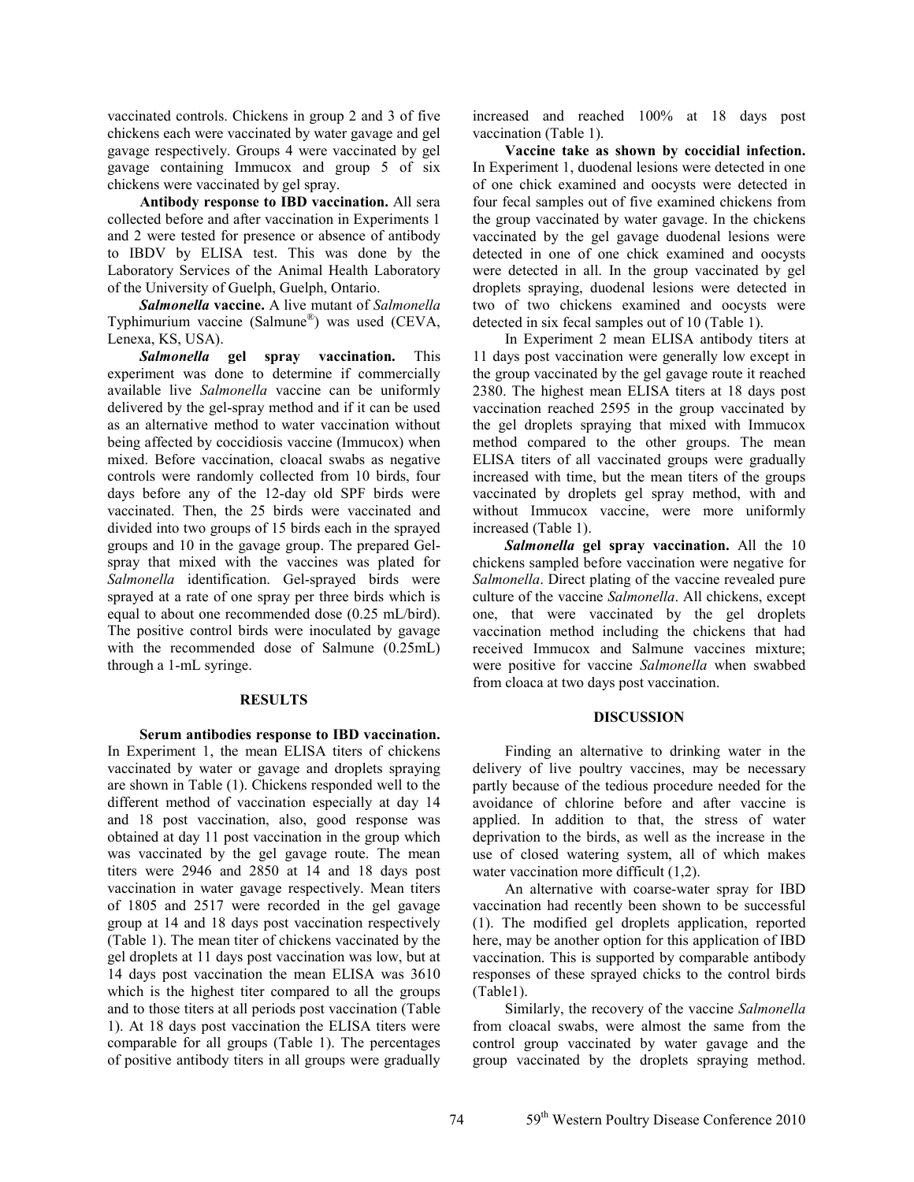vaccinated controls. Chickens in group 2 and 3 of five chickens each were vaccinated by water gavage and gel gavage respectively. Groups 4 were vaccinated by gel gavage containing Immucox and group 5 of six chickens were vaccinated by gel spray.

**Antibody response to IBD vaccination.** All sera collected before and after vaccination in Experiments 1 and 2 were tested for presence or absence of antibody to IBDV by ELISA test. This was done by the Laboratory Services of the Animal Health Laboratory of the University of Guelph, Guelph, Ontario.

***Salmonella* vaccine.** A live mutant of *Salmonella* Typhimurium vaccine (Salmune®) was used (CEVA, Lenexa, KS, USA).

***Salmonella* gel spray vaccination.** This experiment was done to determine if commercially available live *Salmonella* vaccine can be uniformly delivered by the gel-spray method and if it can be used as an alternative method to water vaccination without being affected by coccidiosis vaccine (Immucox) when mixed. Before vaccination, cloacal swabs as negative controls were randomly collected from 10 birds, four days before any of the 12-day old SPF birds were vaccinated. Then, the 25 birds were vaccinated and divided into two groups of 15 birds each in the sprayed groups and 10 in the gavage group. The prepared Gel-spray that mixed with the vaccines was plated for *Salmonella* identification. Gel-sprayed birds were sprayed at a rate of one spray per three birds which is equal to about one recommended dose (0.25 mL/bird). The positive control birds were inoculated by gavage with the recommended dose of Salmune (0.25mL) through a 1-mL syringe.

## RESULTS

**Serum antibodies response to IBD vaccination.** In Experiment 1, the mean ELISA titers of chickens vaccinated by water or gavage and droplets spraying are shown in Table (1). Chickens responded well to the different method of vaccination especially at day 14 and 18 post vaccination, also, good response was obtained at day 11 post vaccination in the group which was vaccinated by the gel gavage route. The mean titers were 2946 and 2850 at 14 and 18 days post vaccination in water gavage respectively. Mean titers of 1805 and 2517 were recorded in the gel gavage group at 14 and 18 days post vaccination respectively (Table 1). The mean titer of chickens vaccinated by the gel droplets at 11 days post vaccination was low, but at 14 days post vaccination the mean ELISA was 3610 which is the highest titer compared to all the groups and to those titers at all periods post vaccination (Table 1). At 18 days post vaccination the ELISA titers were comparable for all groups (Table 1). The percentages of positive antibody titers in all groups were gradually increased and reached 100% at 18 days post vaccination (Table 1).

**Vaccine take as shown by coccidial infection.** In Experiment 1, duodenal lesions were detected in one of one chick examined and oocysts were detected in four fecal samples out of five examined chickens from the group vaccinated by water gavage. In the chickens vaccinated by the gel gavage duodenal lesions were detected in one of one chick examined and oocysts were detected in all. In the group vaccinated by gel droplets spraying, duodenal lesions were detected in two of two chickens examined and oocysts were detected in six fecal samples out of 10 (Table 1).

In Experiment 2 mean ELISA antibody titers at 11 days post vaccination were generally low except in the group vaccinated by the gel gavage route it reached 2380. The highest mean ELISA titers at 18 days post vaccination reached 2595 in the group vaccinated by the gel droplets spraying that mixed with Immucox method compared to the other groups. The mean ELISA titers of all vaccinated groups were gradually increased with time, but the mean titers of the groups vaccinated by droplets gel spray method, with and without Immucox vaccine, were more uniformly increased (Table 1).

***Salmonella* gel spray vaccination.** All the 10 chickens sampled before vaccination were negative for *Salmonella*. Direct plating of the vaccine revealed pure culture of the vaccine *Salmonella*. All chickens, except one, that were vaccinated by the gel droplets vaccination method including the chickens that had received Immucox and Salmune vaccines mixture; were positive for vaccine *Salmonella* when swabbed from cloaca at two days post vaccination.

## DISCUSSION

Finding an alternative to drinking water in the delivery of live poultry vaccines, may be necessary partly because of the tedious procedure needed for the avoidance of chlorine before and after vaccine is applied. In addition to that, the stress of water deprivation to the birds, as well as the increase in the use of closed watering system, all of which makes water vaccination more difficult (1,2).

An alternative with coarse-water spray for IBD vaccination had recently been shown to be successful (1). The modified gel droplets application, reported here, may be another option for this application of IBD vaccination. This is supported by comparable antibody responses of these sprayed chicks to the control birds (Table1).

Similarly, the recovery of the vaccine *Salmonella* from cloacal swabs, were almost the same from the control group vaccinated by water gavage and the group vaccinated by the droplets spraying method.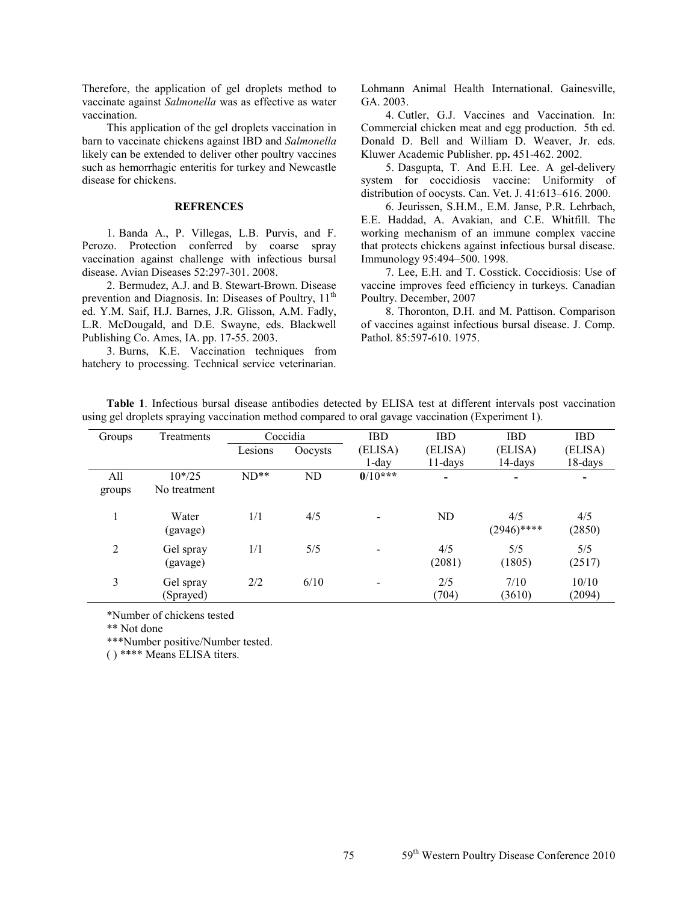Therefore, the application of gel droplets method to vaccinate against *Salmonella* was as effective as water vaccination.

This application of the gel droplets vaccination in barn to vaccinate chickens against IBD and *Salmonella* likely can be extended to deliver other poultry vaccines such as hemorrhagic enteritis for turkey and Newcastle disease for chickens.

## REFRENCES

1. Banda A., P. Villegas, L.B. Purvis, and F. Perozo. Protection conferred by coarse spray vaccination against challenge with infectious bursal disease. Avian Diseases 52:297-301. 2008.

2. Bermudez, A.J. and B. Stewart-Brown. Disease prevention and Diagnosis. In: Diseases of Poultry, 11th ed. Y.M. Saif, H.J. Barnes, J.R. Glisson, A.M. Fadly, L.R. McDougald, and D.E. Swayne, eds. Blackwell Publishing Co. Ames, IA. pp. 17-55. 2003.

3. Burns, K.E. Vaccination techniques from hatchery to processing. Technical service veterinarian. Lohmann Animal Health International. Gainesville, GA. 2003.

4. Cutler, G.J. Vaccines and Vaccination. In: Commercial chicken meat and egg production. 5th ed. Donald D. Bell and William D. Weaver, Jr. eds. Kluwer Academic Publisher. pp**.** 451-462. 2002.

5. Dasgupta, T. And E.H. Lee. A gel-delivery system for coccidiosis vaccine: Uniformity of distribution of oocysts. Can. Vet. J. 41:613–616. 2000.

6. Jeurissen, S.H.M., E.M. Janse, P.R. Lehrbach, E.E. Haddad, A. Avakian, and C.E. Whitfill. The working mechanism of an immune complex vaccine that protects chickens against infectious bursal disease. Immunology 95:494–500. 1998.

7. Lee, E.H. and T. Cosstick. Coccidiosis: Use of vaccine improves feed efficiency in turkeys. Canadian Poultry. December, 2007

8. Thoronton, D.H. and M. Pattison. Comparison of vaccines against infectious bursal disease. J. Comp. Pathol. 85:597-610. 1975.

**Table 1**. Infectious bursal disease antibodies detected by ELISA test at different intervals post vaccination using gel droplets spraying vaccination method compared to oral gavage vaccination (Experiment 1).

| Groups | Treatments | Coccidia | | IBD (ELISA) | IBD (ELISA) | IBD (ELISA) | IBD (ELISA) |
|---|---|---|---|---|---|---|---|
| | | Lesions | Oocysts | 1-day | 11-days | 14-days | 18-days |
| All groups | 10*/25 No treatment | ND** | ND | **0**/10*** | - | - | - |
| 1 | Water (gavage) | 1/1 | 4/5 | - | ND | 4/5 (2946)**** | 4/5 (2850) |
| 2 | Gel spray (gavage) | 1/1 | 5/5 | - | 4/5 (2081) | 5/5 (1805) | 5/5 (2517) |
| 3 | Gel spray (Sprayed) | 2/2 | 6/10 | - | 2/5 (704) | 7/10 (3610) | 10/10 (2094) |

*Number of chickens tested

** Not done

***Number positive/Number tested.

( ) **** Means ELISA titers.